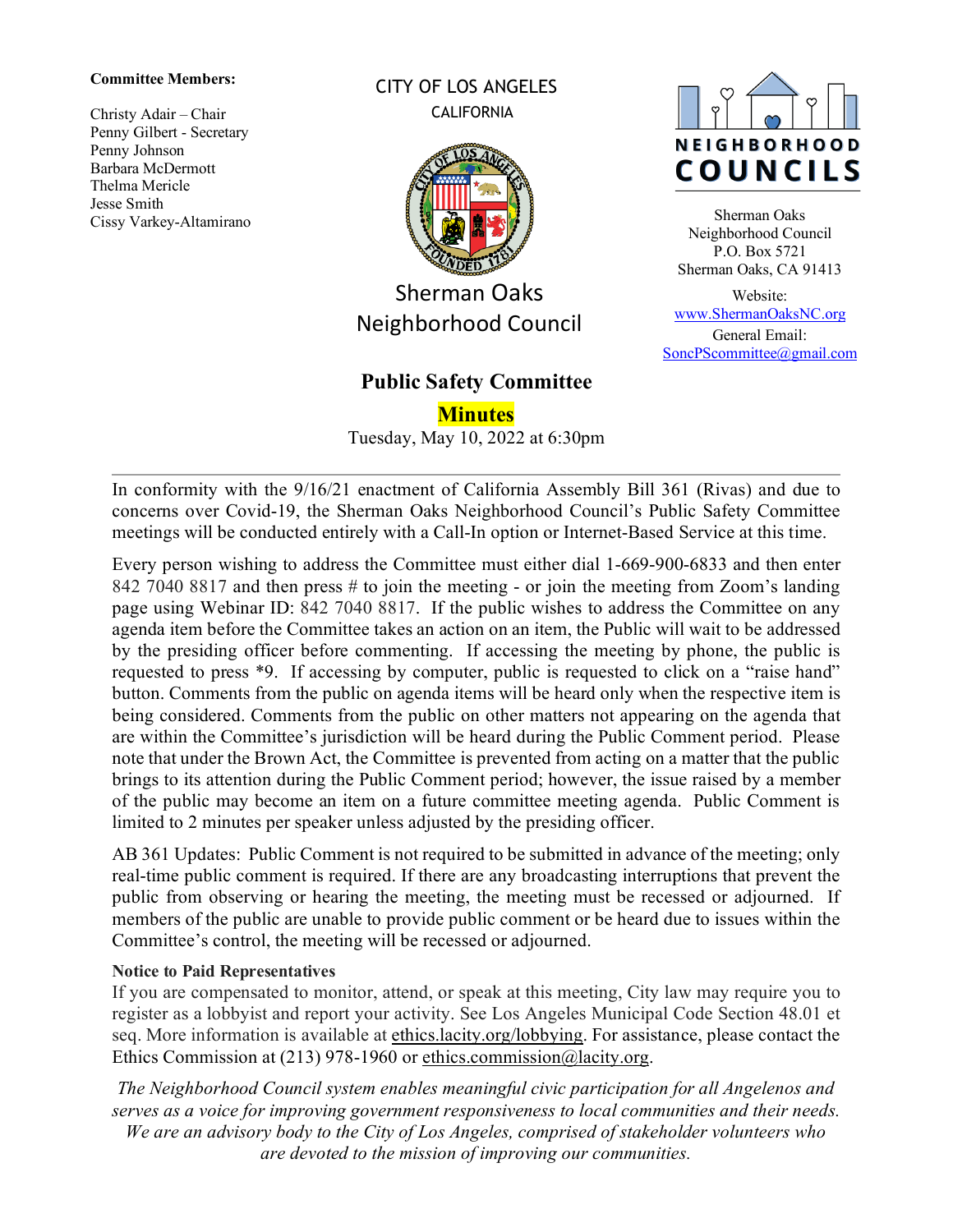**Committee Members:**

Christy Adair – Chair
Penny Gilbert - Secretary
Penny Johnson
Barbara McDermott
Thelma Mericle
Jesse Smith
Cissy Varkey-Altamirano

CITY OF LOS ANGELES
CALIFORNIA

Sherman Oaks
Neighborhood Council

NEIGHBORHOOD COUNCILS

Sherman Oaks
Neighborhood Council
P.O. Box 5721
Sherman Oaks, CA 91413

Website:
www.ShermanOaksNC.org
General Email:
SoncPScommittee@gmail.com

# Public Safety Committee

## Minutes

Tuesday, May 10, 2022 at 6:30pm

---

In conformity with the 9/16/21 enactment of California Assembly Bill 361 (Rivas) and due to concerns over Covid-19, the Sherman Oaks Neighborhood Council's Public Safety Committee meetings will be conducted entirely with a Call-In option or Internet-Based Service at this time.

Every person wishing to address the Committee must either dial 1-669-900-6833 and then enter 842 7040 8817 and then press # to join the meeting - or join the meeting from Zoom's landing page using Webinar ID: 842 7040 8817. If the public wishes to address the Committee on any agenda item before the Committee takes an action on an item, the Public will wait to be addressed by the presiding officer before commenting. If accessing the meeting by phone, the public is requested to press *9. If accessing by computer, public is requested to click on a "raise hand" button. Comments from the public on agenda items will be heard only when the respective item is being considered. Comments from the public on other matters not appearing on the agenda that are within the Committee's jurisdiction will be heard during the Public Comment period. Please note that under the Brown Act, the Committee is prevented from acting on a matter that the public brings to its attention during the Public Comment period; however, the issue raised by a member of the public may become an item on a future committee meeting agenda. Public Comment is limited to 2 minutes per speaker unless adjusted by the presiding officer.

AB 361 Updates: Public Comment is not required to be submitted in advance of the meeting; only real-time public comment is required. If there are any broadcasting interruptions that prevent the public from observing or hearing the meeting, the meeting must be recessed or adjourned. If members of the public are unable to provide public comment or be heard due to issues within the Committee's control, the meeting will be recessed or adjourned.

**Notice to Paid Representatives**
If you are compensated to monitor, attend, or speak at this meeting, City law may require you to register as a lobbyist and report your activity. See Los Angeles Municipal Code Section 48.01 et seq. More information is available at ethics.lacity.org/lobbying. For assistance, please contact the Ethics Commission at (213) 978-1960 or ethics.commission@lacity.org.

*The Neighborhood Council system enables meaningful civic participation for all Angelenos and serves as a voice for improving government responsiveness to local communities and their needs. We are an advisory body to the City of Los Angeles, comprised of stakeholder volunteers who are devoted to the mission of improving our communities.*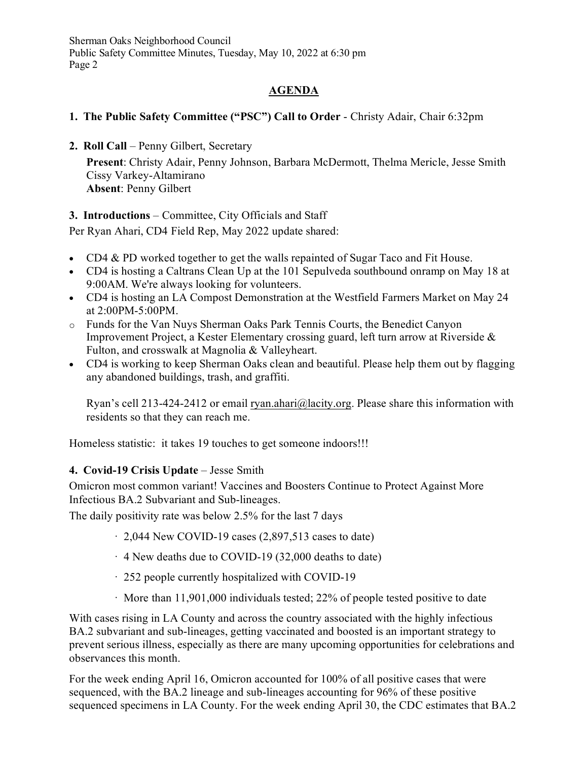## AGENDA

**1. The Public Safety Committee ("PSC") Call to Order** - Christy Adair, Chair 6:32pm

**2. Roll Call** – Penny Gilbert, Secretary

**Present**: Christy Adair, Penny Johnson, Barbara McDermott, Thelma Mericle, Jesse Smith Cissy Varkey-Altamirano
**Absent**: Penny Gilbert

**3. Introductions** – Committee, City Officials and Staff

Per Ryan Ahari, CD4 Field Rep, May 2022 update shared:

- CD4 & PD worked together to get the walls repainted of Sugar Taco and Fit House.
- CD4 is hosting a Caltrans Clean Up at the 101 Sepulveda southbound onramp on May 18 at 9:00AM. We're always looking for volunteers.
- CD4 is hosting an LA Compost Demonstration at the Westfield Farmers Market on May 24 at 2:00PM-5:00PM.
  - Funds for the Van Nuys Sherman Oaks Park Tennis Courts, the Benedict Canyon Improvement Project, a Kester Elementary crossing guard, left turn arrow at Riverside & Fulton, and crosswalk at Magnolia & Valleyheart.
- CD4 is working to keep Sherman Oaks clean and beautiful. Please help them out by flagging any abandoned buildings, trash, and graffiti.

  Ryan's cell 213-424-2412 or email ryan.ahari@lacity.org. Please share this information with residents so that they can reach me.

Homeless statistic: it takes 19 touches to get someone indoors!!!

**4. Covid-19 Crisis Update** – Jesse Smith

Omicron most common variant! Vaccines and Boosters Continue to Protect Against More Infectious BA.2 Subvariant and Sub-lineages.

The daily positivity rate was below 2.5% for the last 7 days

- 2,044 New COVID-19 cases (2,897,513 cases to date)
- 4 New deaths due to COVID-19 (32,000 deaths to date)
- 252 people currently hospitalized with COVID-19
- More than 11,901,000 individuals tested; 22% of people tested positive to date

With cases rising in LA County and across the country associated with the highly infectious BA.2 subvariant and sub-lineages, getting vaccinated and boosted is an important strategy to prevent serious illness, especially as there are many upcoming opportunities for celebrations and observances this month.

For the week ending April 16, Omicron accounted for 100% of all positive cases that were sequenced, with the BA.2 lineage and sub-lineages accounting for 96% of these positive sequenced specimens in LA County. For the week ending April 30, the CDC estimates that BA.2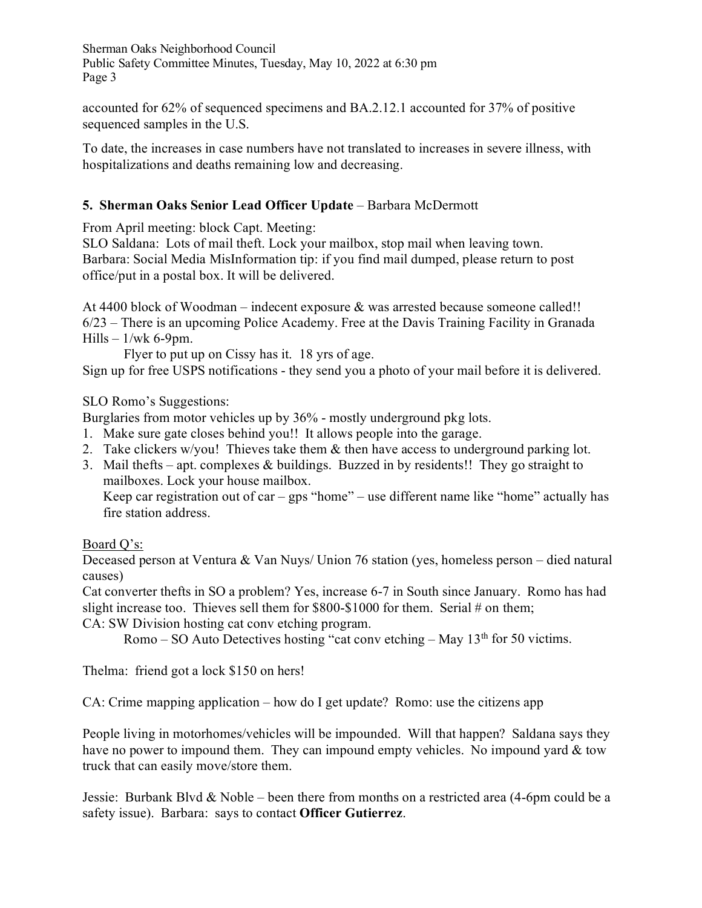accounted for 62% of sequenced specimens and BA.2.12.1 accounted for 37% of positive sequenced samples in the U.S.

To date, the increases in case numbers have not translated to increases in severe illness, with hospitalizations and deaths remaining low and decreasing.

**5. Sherman Oaks Senior Lead Officer Update** – Barbara McDermott

From April meeting: block Capt. Meeting:
SLO Saldana: Lots of mail theft. Lock your mailbox, stop mail when leaving town.
Barbara: Social Media MisInformation tip: if you find mail dumped, please return to post office/put in a postal box. It will be delivered.

At 4400 block of Woodman – indecent exposure & was arrested because someone called!!
6/23 – There is an upcoming Police Academy. Free at the Davis Training Facility in Granada Hills – 1/wk 6-9pm.
    Flyer to put up on Cissy has it. 18 yrs of age.
Sign up for free USPS notifications - they send you a photo of your mail before it is delivered.

SLO Romo's Suggestions:
Burglaries from motor vehicles up by 36% - mostly underground pkg lots.

1. Make sure gate closes behind you!! It allows people into the garage.
2. Take clickers w/you! Thieves take them & then have access to underground parking lot.
3. Mail thefts – apt. complexes & buildings. Buzzed in by residents!! They go straight to mailboxes. Lock your house mailbox.
   Keep car registration out of car – gps "home" – use different name like "home" actually has fire station address.

Board Q's:
Deceased person at Ventura & Van Nuys/ Union 76 station (yes, homeless person – died natural causes)
Cat converter thefts in SO a problem? Yes, increase 6-7 in South since January. Romo has had slight increase too. Thieves sell them for $800-$1000 for them. Serial # on them;
CA: SW Division hosting cat conv etching program.
    Romo – SO Auto Detectives hosting "cat conv etching – May 13th for 50 victims.

Thelma: friend got a lock $150 on hers!

CA: Crime mapping application – how do I get update? Romo: use the citizens app

People living in motorhomes/vehicles will be impounded. Will that happen? Saldana says they have no power to impound them. They can impound empty vehicles. No impound yard & tow truck that can easily move/store them.

Jessie: Burbank Blvd & Noble – been there from months on a restricted area (4-6pm could be a safety issue). Barbara: says to contact **Officer Gutierrez**.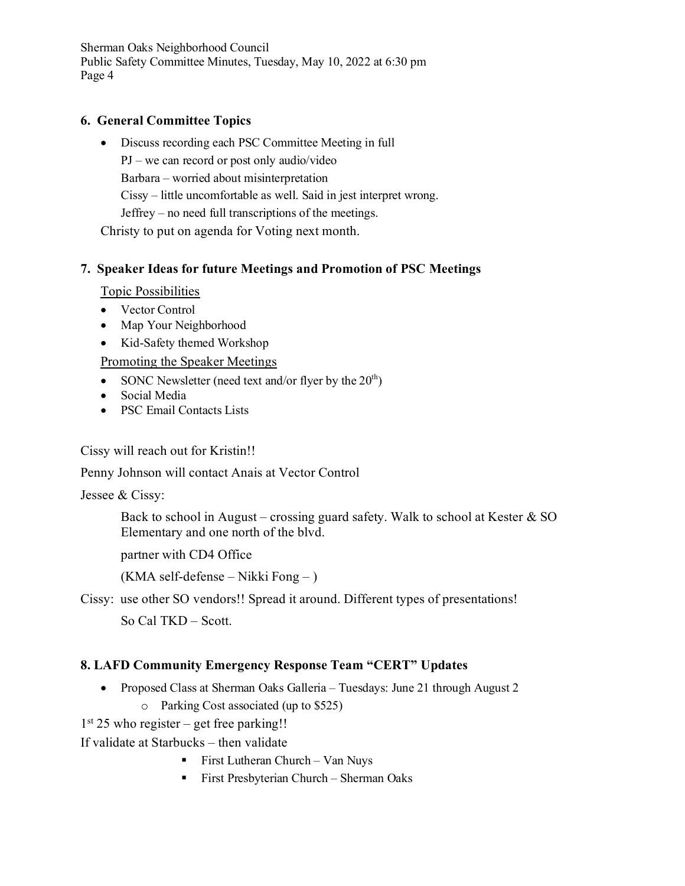### 6. General Committee Topics

- Discuss recording each PSC Committee Meeting in full

  PJ – we can record or post only audio/video

  Barbara – worried about misinterpretation

  Cissy – little uncomfortable as well. Said in jest interpret wrong.

  Jeffrey – no need full transcriptions of the meetings.

Christy to put on agenda for Voting next month.

### 7. Speaker Ideas for future Meetings and Promotion of PSC Meetings

Topic Possibilities

- Vector Control
- Map Your Neighborhood
- Kid-Safety themed Workshop

Promoting the Speaker Meetings

- SONC Newsletter (need text and/or flyer by the 20th)
- Social Media
- PSC Email Contacts Lists

Cissy will reach out for Kristin!!

Penny Johnson will contact Anais at Vector Control

Jessee & Cissy:

> Back to school in August – crossing guard safety. Walk to school at Kester & SO Elementary and one north of the blvd.
>
> partner with CD4 Office
>
> (KMA self-defense – Nikki Fong – )

Cissy: use other SO vendors!! Spread it around. Different types of presentations!

> So Cal TKD – Scott.

### 8. LAFD Community Emergency Response Team "CERT" Updates

- Proposed Class at Sherman Oaks Galleria – Tuesdays: June 21 through August 2
  - Parking Cost associated (up to $525)

1st 25 who register – get free parking!!

If validate at Starbucks – then validate

- First Lutheran Church – Van Nuys
- First Presbyterian Church – Sherman Oaks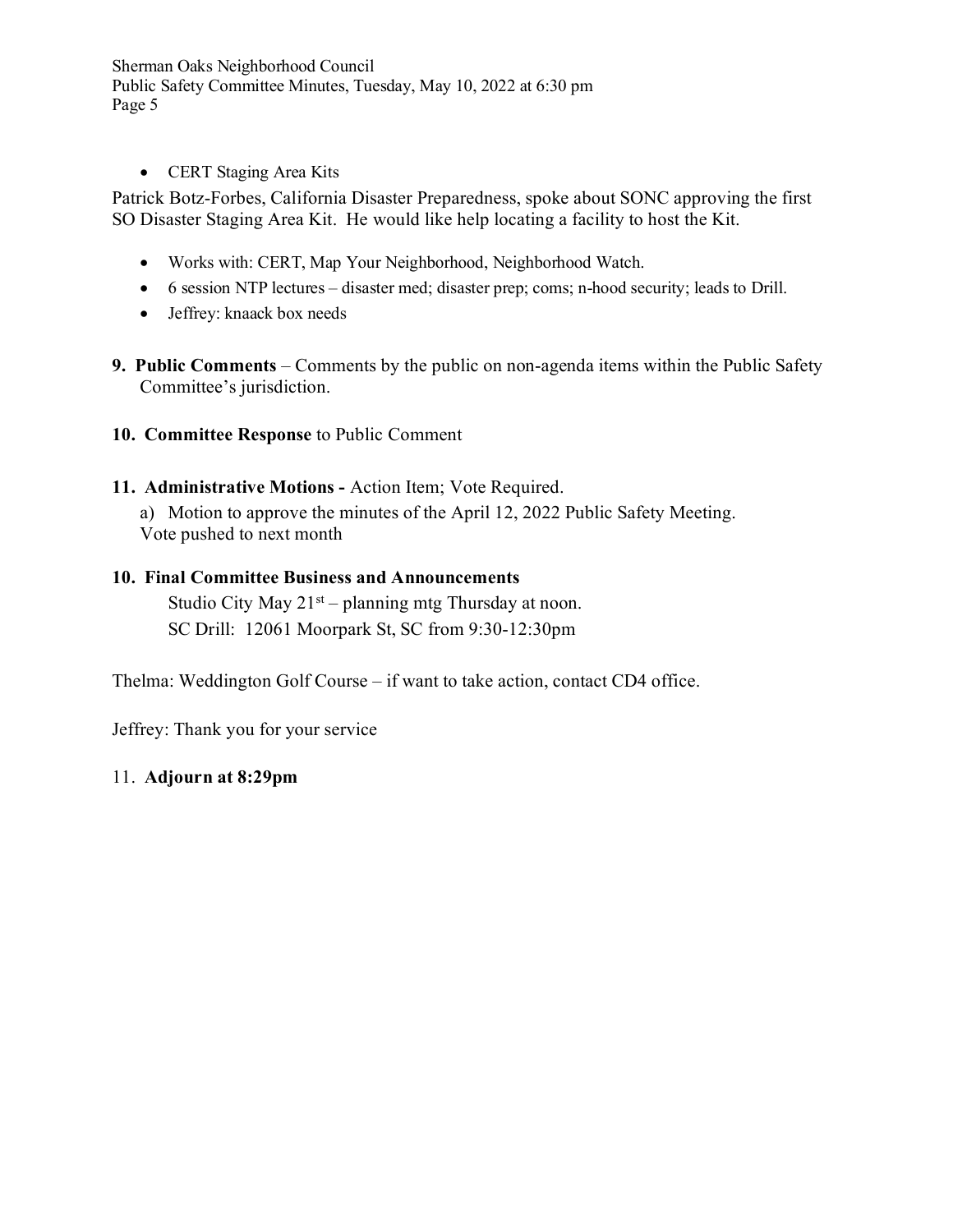- CERT Staging Area Kits

Patrick Botz-Forbes, California Disaster Preparedness, spoke about SONC approving the first SO Disaster Staging Area Kit. He would like help locating a facility to host the Kit.

- Works with: CERT, Map Your Neighborhood, Neighborhood Watch.
- 6 session NTP lectures – disaster med; disaster prep; coms; n-hood security; leads to Drill.
- Jeffrey: knaack box needs

**9. Public Comments** – Comments by the public on non-agenda items within the Public Safety Committee's jurisdiction.

**10. Committee Response** to Public Comment

**11. Administrative Motions -** Action Item; Vote Required.

a) Motion to approve the minutes of the April 12, 2022 Public Safety Meeting.
Vote pushed to next month

**10. Final Committee Business and Announcements**

Studio City May 21st – planning mtg Thursday at noon.
SC Drill: 12061 Moorpark St, SC from 9:30-12:30pm

Thelma: Weddington Golf Course – if want to take action, contact CD4 office.

Jeffrey: Thank you for your service

11. **Adjourn at 8:29pm**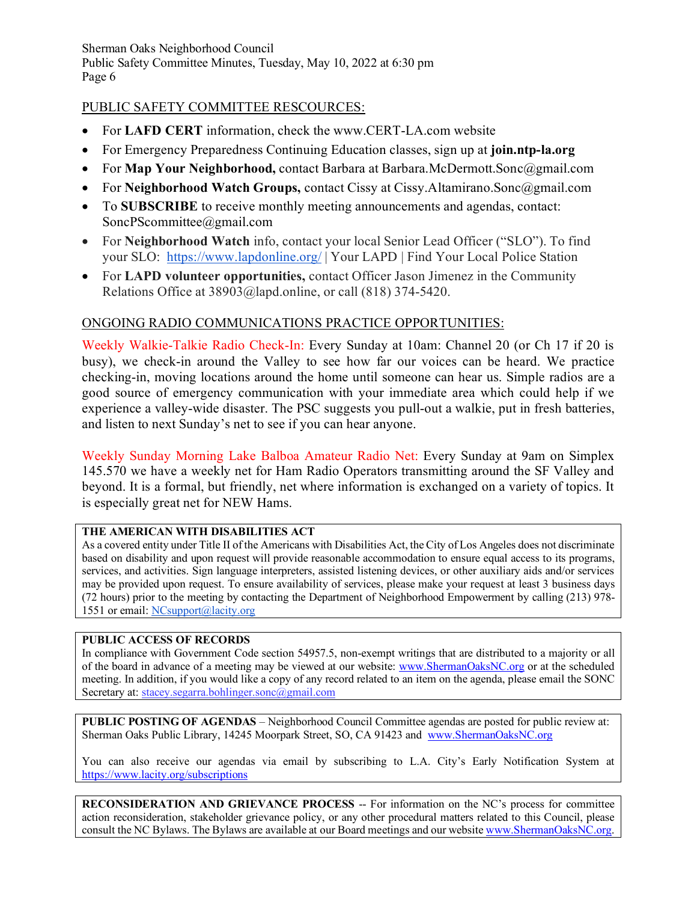PUBLIC SAFETY COMMITTEE RESCOURCES:

- For **LAFD CERT** information, check the www.CERT-LA.com website
- For Emergency Preparedness Continuing Education classes, sign up at **join.ntp-la.org**
- For **Map Your Neighborhood,** contact Barbara at Barbara.McDermott.Sonc@gmail.com
- For **Neighborhood Watch Groups,** contact Cissy at Cissy.Altamirano.Sonc@gmail.com
- To **SUBSCRIBE** to receive monthly meeting announcements and agendas, contact: SoncPScommittee@gmail.com
- For **Neighborhood Watch** info, contact your local Senior Lead Officer ("SLO"). To find your SLO: https://www.lapdonline.org/ | Your LAPD | Find Your Local Police Station
- For **LAPD volunteer opportunities,** contact Officer Jason Jimenez in the Community Relations Office at 38903@lapd.online, or call (818) 374-5420.

ONGOING RADIO COMMUNICATIONS PRACTICE OPPORTUNITIES:

Weekly Walkie-Talkie Radio Check-In: Every Sunday at 10am: Channel 20 (or Ch 17 if 20 is busy), we check-in around the Valley to see how far our voices can be heard. We practice checking-in, moving locations around the home until someone can hear us. Simple radios are a good source of emergency communication with your immediate area which could help if we experience a valley-wide disaster. The PSC suggests you pull-out a walkie, put in fresh batteries, and listen to next Sunday's net to see if you can hear anyone.

Weekly Sunday Morning Lake Balboa Amateur Radio Net: Every Sunday at 9am on Simplex 145.570 we have a weekly net for Ham Radio Operators transmitting around the SF Valley and beyond. It is a formal, but friendly, net where information is exchanged on a variety of topics. It is especially great net for NEW Hams.

**THE AMERICAN WITH DISABILITIES ACT**
As a covered entity under Title II of the Americans with Disabilities Act, the City of Los Angeles does not discriminate based on disability and upon request will provide reasonable accommodation to ensure equal access to its programs, services, and activities. Sign language interpreters, assisted listening devices, or other auxiliary aids and/or services may be provided upon request. To ensure availability of services, please make your request at least 3 business days (72 hours) prior to the meeting by contacting the Department of Neighborhood Empowerment by calling (213) 978-1551 or email: NCsupport@lacity.org

**PUBLIC ACCESS OF RECORDS**
In compliance with Government Code section 54957.5, non-exempt writings that are distributed to a majority or all of the board in advance of a meeting may be viewed at our website: www.ShermanOaksNC.org or at the scheduled meeting. In addition, if you would like a copy of any record related to an item on the agenda, please email the SONC Secretary at: stacey.segarra.bohlinger.sonc@gmail.com

**PUBLIC POSTING OF AGENDAS** – Neighborhood Council Committee agendas are posted for public review at: Sherman Oaks Public Library, 14245 Moorpark Street, SO, CA 91423 and www.ShermanOaksNC.org

You can also receive our agendas via email by subscribing to L.A. City's Early Notification System at https://www.lacity.org/subscriptions

**RECONSIDERATION AND GRIEVANCE PROCESS** -- For information on the NC's process for committee action reconsideration, stakeholder grievance policy, or any other procedural matters related to this Council, please consult the NC Bylaws. The Bylaws are available at our Board meetings and our website www.ShermanOaksNC.org.